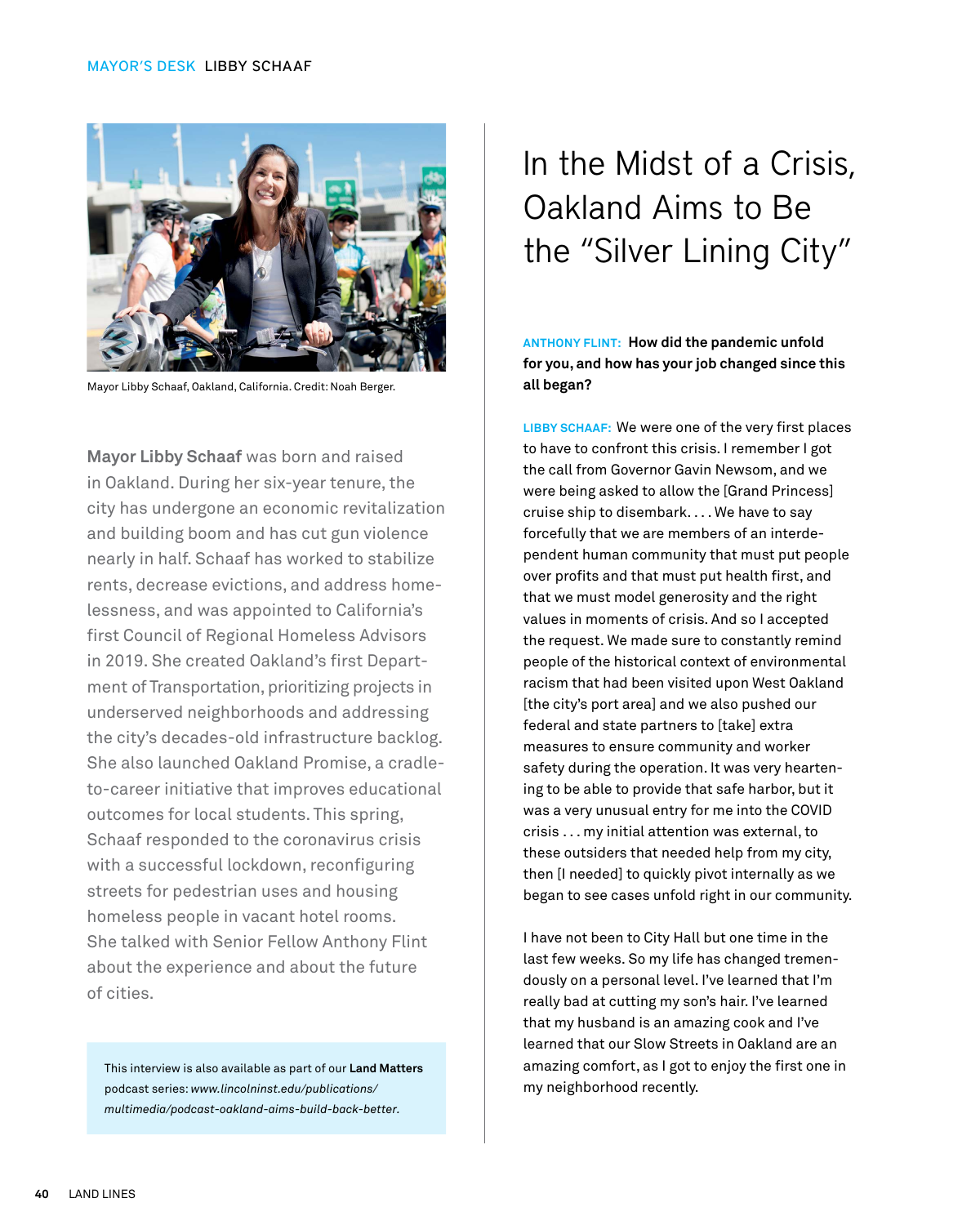MAYOR'S DESK LIBBY SCHAAF

Mayor Libby Schaaf, Oakland, California. Credit: Noah Berger.

**Mayor Libby Schaaf** was born and raised in Oakland. During her six-year tenure, the city has undergone an economic revitalization and building boom and has cut gun violence nearly in half. Schaaf has worked to stabilize rents, decrease evictions, and address homelessness, and was appointed to California's first Council of Regional Homeless Advisors in 2019. She created Oakland's first Department of Transportation, prioritizing projects in underserved neighborhoods and addressing the city's decades-old infrastructure backlog. She also launched Oakland Promise, a cradle-to-career initiative that improves educational outcomes for local students. This spring, Schaaf responded to the coronavirus crisis with a successful lockdown, reconfiguring streets for pedestrian uses and housing homeless people in vacant hotel rooms. She talked with Senior Fellow Anthony Flint about the experience and about the future of cities.

This interview is also available as part of our **Land Matters** podcast series: *www.lincolninst.edu/publications/multimedia/podcast-oakland-aims-build-back-better.*

# In the Midst of a Crisis, Oakland Aims to Be the "Silver Lining City"

ANTHONY FLINT: **How did the pandemic unfold for you, and how has your job changed since this all began?**

LIBBY SCHAAF: We were one of the very first places to have to confront this crisis. I remember I got the call from Governor Gavin Newsom, and we were being asked to allow the [Grand Princess] cruise ship to disembark. . . . We have to say forcefully that we are members of an interdependent human community that must put people over profits and that must put health first, and that we must model generosity and the right values in moments of crisis. And so I accepted the request. We made sure to constantly remind people of the historical context of environmental racism that had been visited upon West Oakland [the city's port area] and we also pushed our federal and state partners to [take] extra measures to ensure community and worker safety during the operation. It was very heartening to be able to provide that safe harbor, but it was a very unusual entry for me into the COVID crisis . . . my initial attention was external, to these outsiders that needed help from my city, then [I needed] to quickly pivot internally as we began to see cases unfold right in our community.

I have not been to City Hall but one time in the last few weeks. So my life has changed tremendously on a personal level. I've learned that I'm really bad at cutting my son's hair. I've learned that my husband is an amazing cook and I've learned that our Slow Streets in Oakland are an amazing comfort, as I got to enjoy the first one in my neighborhood recently.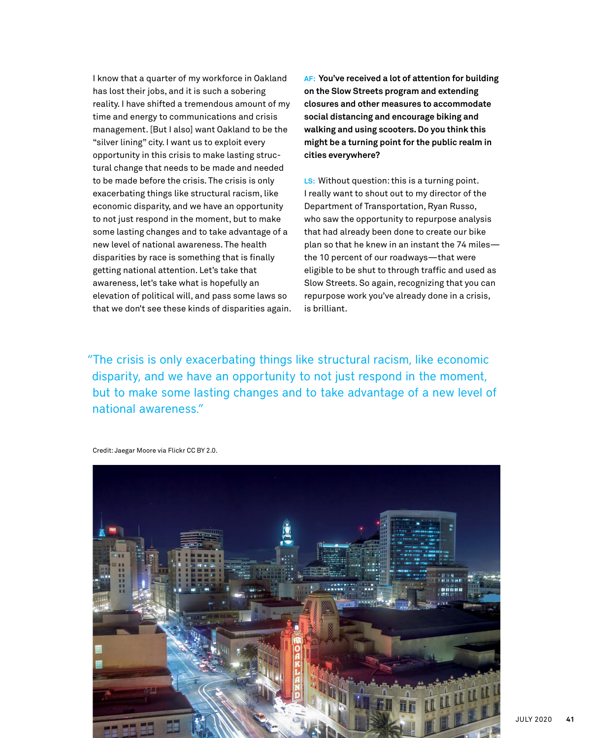I know that a quarter of my workforce in Oakland has lost their jobs, and it is such a sobering reality. I have shifted a tremendous amount of my time and energy to communications and crisis management. [But I also] want Oakland to be the "silver lining" city. I want us to exploit every opportunity in this crisis to make lasting structural change that needs to be made and needed to be made before the crisis. The crisis is only exacerbating things like structural racism, like economic disparity, and we have an opportunity to not just respond in the moment, but to make some lasting changes and to take advantage of a new level of national awareness. The health disparities by race is something that is finally getting national attention. Let's take that awareness, let's take what is hopefully an elevation of political will, and pass some laws so that we don't see these kinds of disparities again.

**AF: You've received a lot of attention for building on the Slow Streets program and extending closures and other measures to accommodate social distancing and encourage biking and walking and using scooters. Do you think this might be a turning point for the public realm in cities everywhere?**

LS: Without question: this is a turning point. I really want to shout out to my director of the Department of Transportation, Ryan Russo, who saw the opportunity to repurpose analysis that had already been done to create our bike plan so that he knew in an instant the 74 miles—the 10 percent of our roadways—that were eligible to be shut to through traffic and used as Slow Streets. So again, recognizing that you can repurpose work you've already done in a crisis, is brilliant.

> "The crisis is only exacerbating things like structural racism, like economic disparity, and we have an opportunity to not just respond in the moment, but to make some lasting changes and to take advantage of a new level of national awareness."

Credit: Jaegar Moore via Flickr CC BY 2.0.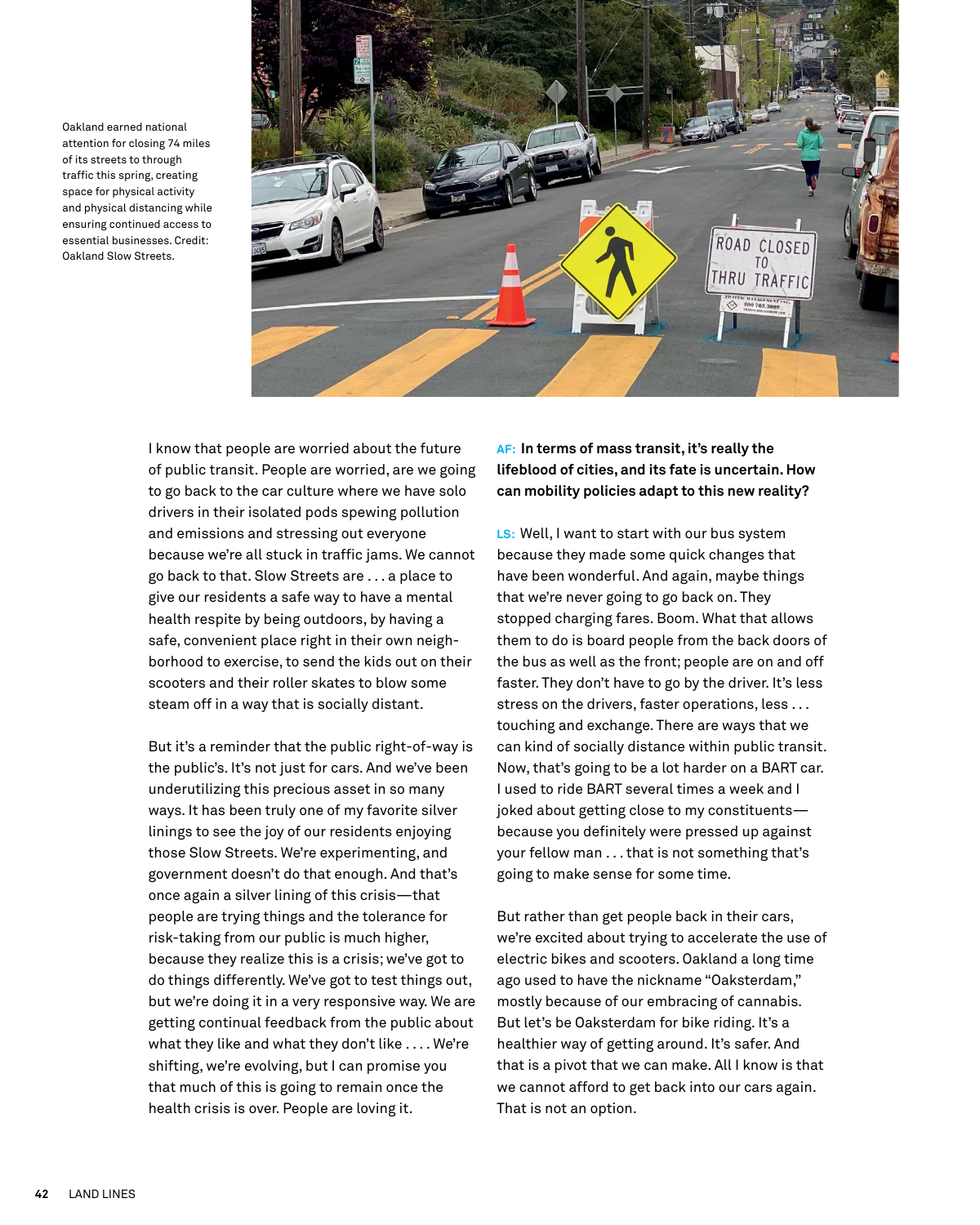Oakland earned national attention for closing 74 miles of its streets to through traffic this spring, creating space for physical activity and physical distancing while ensuring continued access to essential businesses. Credit: Oakland Slow Streets.

I know that people are worried about the future of public transit. People are worried, are we going to go back to the car culture where we have solo drivers in their isolated pods spewing pollution and emissions and stressing out everyone because we're all stuck in traffic jams. We cannot go back to that. Slow Streets are . . . a place to give our residents a safe way to have a mental health respite by being outdoors, by having a safe, convenient place right in their own neighborhood to exercise, to send the kids out on their scooters and their roller skates to blow some steam off in a way that is socially distant.

But it's a reminder that the public right-of-way is the public's. It's not just for cars. And we've been underutilizing this precious asset in so many ways. It has been truly one of my favorite silver linings to see the joy of our residents enjoying those Slow Streets. We're experimenting, and government doesn't do that enough. And that's once again a silver lining of this crisis—that people are trying things and the tolerance for risk-taking from our public is much higher, because they realize this is a crisis; we've got to do things differently. We've got to test things out, but we're doing it in a very responsive way. We are getting continual feedback from the public about what they like and what they don't like . . . . We're shifting, we're evolving, but I can promise you that much of this is going to remain once the health crisis is over. People are loving it.

**AF: In terms of mass transit, it's really the lifeblood of cities, and its fate is uncertain. How can mobility policies adapt to this new reality?**

**LS:** Well, I want to start with our bus system because they made some quick changes that have been wonderful. And again, maybe things that we're never going to go back on. They stopped charging fares. Boom. What that allows them to do is board people from the back doors of the bus as well as the front; people are on and off faster. They don't have to go by the driver. It's less stress on the drivers, faster operations, less . . . touching and exchange. There are ways that we can kind of socially distance within public transit. Now, that's going to be a lot harder on a BART car. I used to ride BART several times a week and I joked about getting close to my constituents—because you definitely were pressed up against your fellow man . . . that is not something that's going to make sense for some time.

But rather than get people back in their cars, we're excited about trying to accelerate the use of electric bikes and scooters. Oakland a long time ago used to have the nickname "Oaksterdam," mostly because of our embracing of cannabis. But let's be Oaksterdam for bike riding. It's a healthier way of getting around. It's safer. And that is a pivot that we can make. All I know is that we cannot afford to get back into our cars again. That is not an option.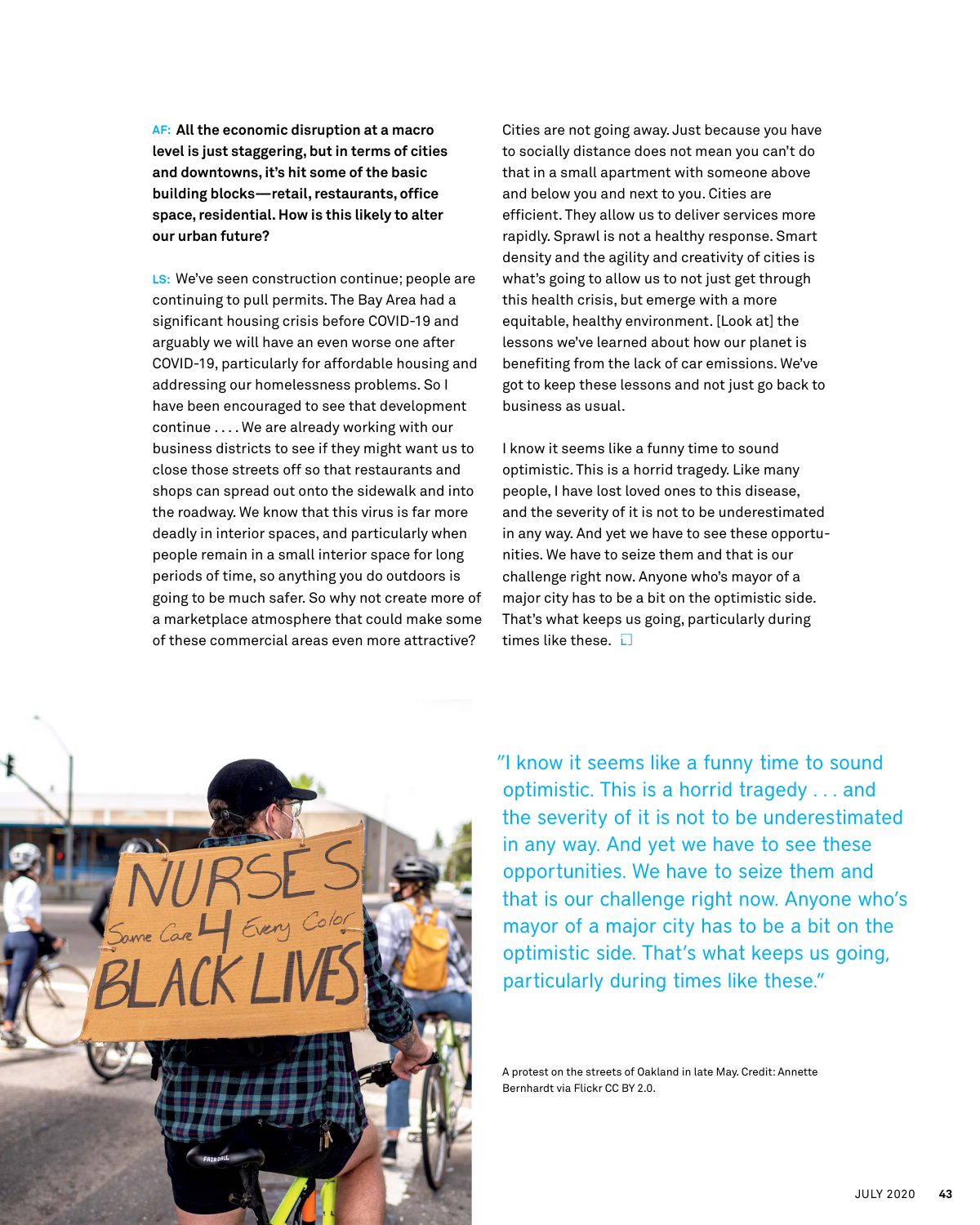**AF: All the economic disruption at a macro level is just staggering, but in terms of cities and downtowns, it's hit some of the basic building blocks—retail, restaurants, office space, residential. How is this likely to alter our urban future?**

**LS:** We've seen construction continue; people are continuing to pull permits. The Bay Area had a significant housing crisis before COVID-19 and arguably we will have an even worse one after COVID-19, particularly for affordable housing and addressing our homelessness problems. So I have been encouraged to see that development continue . . . . We are already working with our business districts to see if they might want us to close those streets off so that restaurants and shops can spread out onto the sidewalk and into the roadway. We know that this virus is far more deadly in interior spaces, and particularly when people remain in a small interior space for long periods of time, so anything you do outdoors is going to be much safer. So why not create more of a marketplace atmosphere that could make some of these commercial areas even more attractive?

Cities are not going away. Just because you have to socially distance does not mean you can't do that in a small apartment with someone above and below you and next to you. Cities are efficient. They allow us to deliver services more rapidly. Sprawl is not a healthy response. Smart density and the agility and creativity of cities is what's going to allow us to not just get through this health crisis, but emerge with a more equitable, healthy environment. [Look at] the lessons we've learned about how our planet is benefiting from the lack of car emissions. We've got to keep these lessons and not just go back to business as usual.

I know it seems like a funny time to sound optimistic. This is a horrid tragedy. Like many people, I have lost loved ones to this disease, and the severity of it is not to be underestimated in any way. And yet we have to see these opportunities. We have to seize them and that is our challenge right now. Anyone who's mayor of a major city has to be a bit on the optimistic side. That's what keeps us going, particularly during times like these.

"I know it seems like a funny time to sound optimistic. This is a horrid tragedy . . . and the severity of it is not to be underestimated in any way. And yet we have to see these opportunities. We have to seize them and that is our challenge right now. Anyone who's mayor of a major city has to be a bit on the optimistic side. That's what keeps us going, particularly during times like these."

A protest on the streets of Oakland in late May. Credit: Annette Bernhardt via Flickr CC BY 2.0.